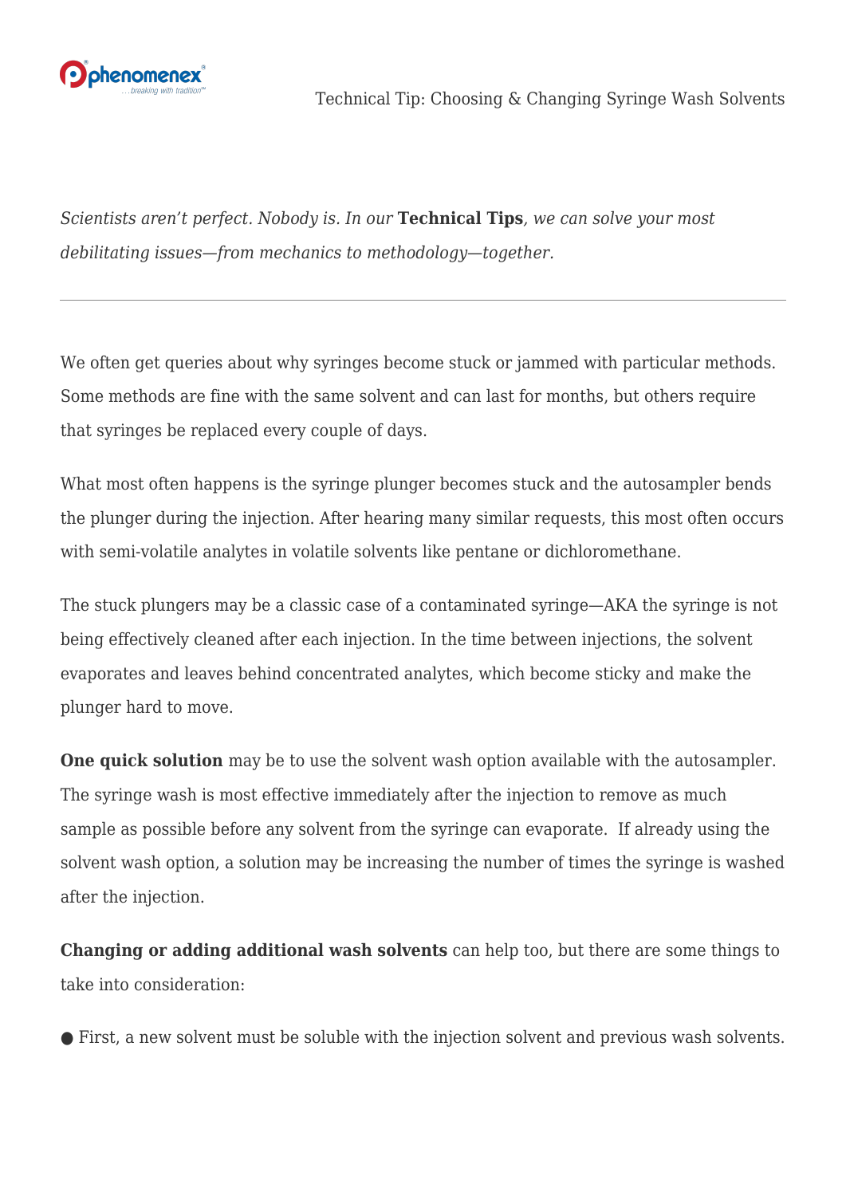# Technical Tip: Choosing & Changing Syringe Wash Solvents

*Scientists aren't perfect. Nobody is. In our* **Technical Tips***, we can solve your most debilitating issues—from mechanics to methodology—together.*

---

We often get queries about why syringes become stuck or jammed with particular methods. Some methods are fine with the same solvent and can last for months, but others require that syringes be replaced every couple of days.

What most often happens is the syringe plunger becomes stuck and the autosampler bends the plunger during the injection. After hearing many similar requests, this most often occurs with semi-volatile analytes in volatile solvents like pentane or dichloromethane.

The stuck plungers may be a classic case of a contaminated syringe—AKA the syringe is not being effectively cleaned after each injection. In the time between injections, the solvent evaporates and leaves behind concentrated analytes, which become sticky and make the plunger hard to move.

**One quick solution** may be to use the solvent wash option available with the autosampler. The syringe wash is most effective immediately after the injection to remove as much sample as possible before any solvent from the syringe can evaporate. If already using the solvent wash option, a solution may be increasing the number of times the syringe is washed after the injection.

**Changing or adding additional wash solvents** can help too, but there are some things to take into consideration:

- First, a new solvent must be soluble with the injection solvent and previous wash solvents.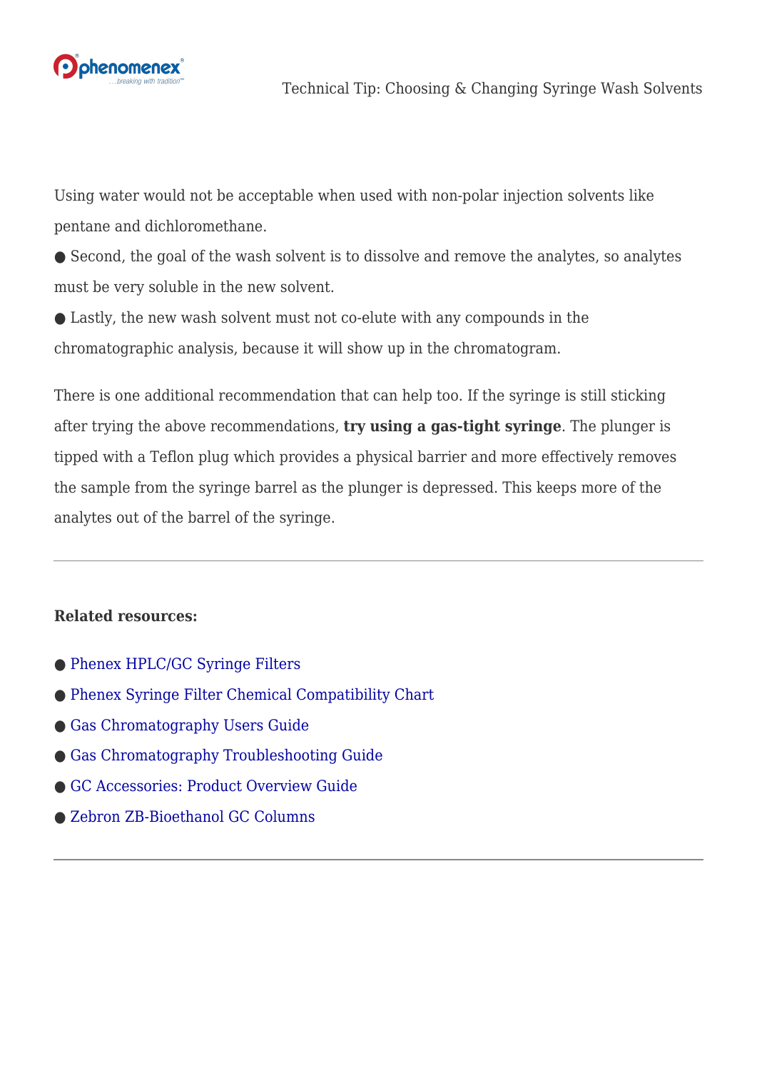Using water would not be acceptable when used with non-polar injection solvents like pentane and dichloromethane.

- Second, the goal of the wash solvent is to dissolve and remove the analytes, so analytes must be very soluble in the new solvent.
- Lastly, the new wash solvent must not co-elute with any compounds in the chromatographic analysis, because it will show up in the chromatogram.

There is one additional recommendation that can help too. If the syringe is still sticking after trying the above recommendations, **try using a gas-tight syringe**. The plunger is tipped with a Teflon plug which provides a physical barrier and more effectively removes the sample from the syringe barrel as the plunger is depressed. This keeps more of the analytes out of the barrel of the syringe.

---

**Related resources:**

- Phenex HPLC/GC Syringe Filters
- Phenex Syringe Filter Chemical Compatibility Chart
- Gas Chromatography Users Guide
- Gas Chromatography Troubleshooting Guide
- GC Accessories: Product Overview Guide
- Zebron ZB-Bioethanol GC Columns

---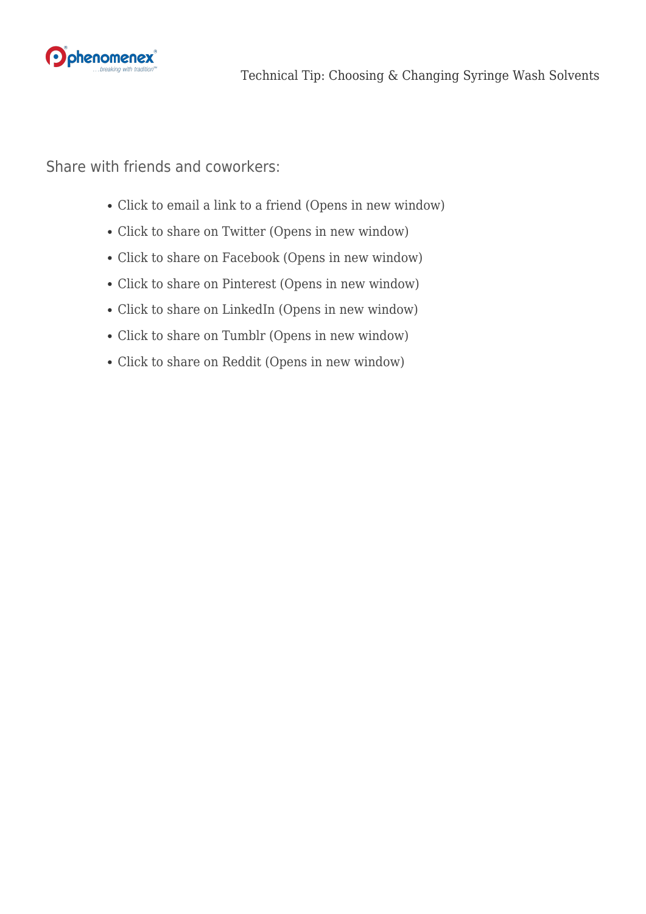Share with friends and coworkers:

- Click to email a link to a friend (Opens in new window)
- Click to share on Twitter (Opens in new window)
- Click to share on Facebook (Opens in new window)
- Click to share on Pinterest (Opens in new window)
- Click to share on LinkedIn (Opens in new window)
- Click to share on Tumblr (Opens in new window)
- Click to share on Reddit (Opens in new window)